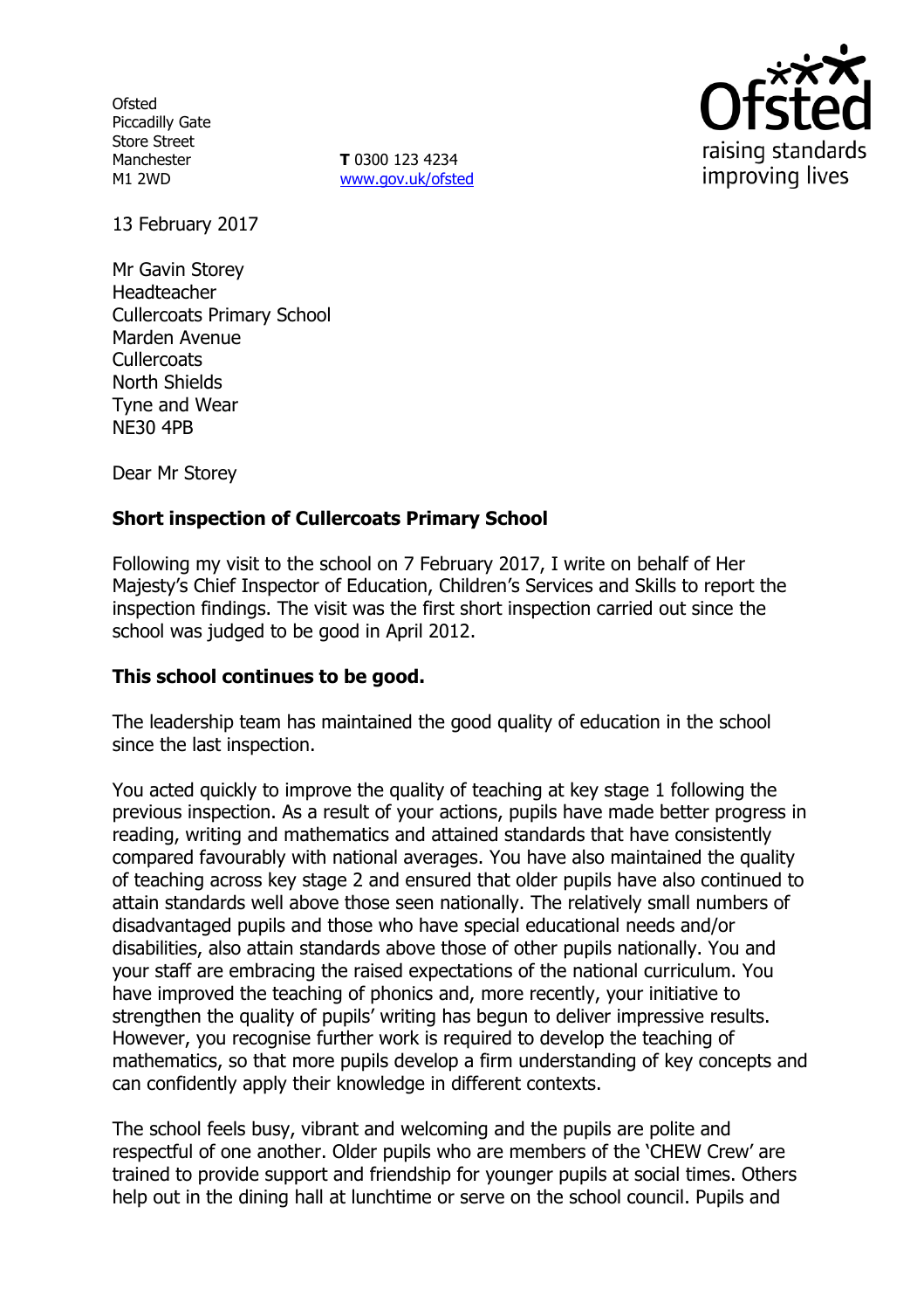Ofsted
Piccadilly Gate
Store Street
Manchester
M1 2WD

**T** 0300 123 4234
www.gov.uk/ofsted

13 February 2017

Mr Gavin Storey
Headteacher
Cullercoats Primary School
Marden Avenue
Cullercoats
North Shields
Tyne and Wear
NE30 4PB

Dear Mr Storey

**Short inspection of Cullercoats Primary School**

Following my visit to the school on 7 February 2017, I write on behalf of Her Majesty's Chief Inspector of Education, Children's Services and Skills to report the inspection findings. The visit was the first short inspection carried out since the school was judged to be good in April 2012.

**This school continues to be good.**

The leadership team has maintained the good quality of education in the school since the last inspection.

You acted quickly to improve the quality of teaching at key stage 1 following the previous inspection. As a result of your actions, pupils have made better progress in reading, writing and mathematics and attained standards that have consistently compared favourably with national averages. You have also maintained the quality of teaching across key stage 2 and ensured that older pupils have also continued to attain standards well above those seen nationally. The relatively small numbers of disadvantaged pupils and those who have special educational needs and/or disabilities, also attain standards above those of other pupils nationally. You and your staff are embracing the raised expectations of the national curriculum. You have improved the teaching of phonics and, more recently, your initiative to strengthen the quality of pupils' writing has begun to deliver impressive results. However, you recognise further work is required to develop the teaching of mathematics, so that more pupils develop a firm understanding of key concepts and can confidently apply their knowledge in different contexts.

The school feels busy, vibrant and welcoming and the pupils are polite and respectful of one another. Older pupils who are members of the 'CHEW Crew' are trained to provide support and friendship for younger pupils at social times. Others help out in the dining hall at lunchtime or serve on the school council. Pupils and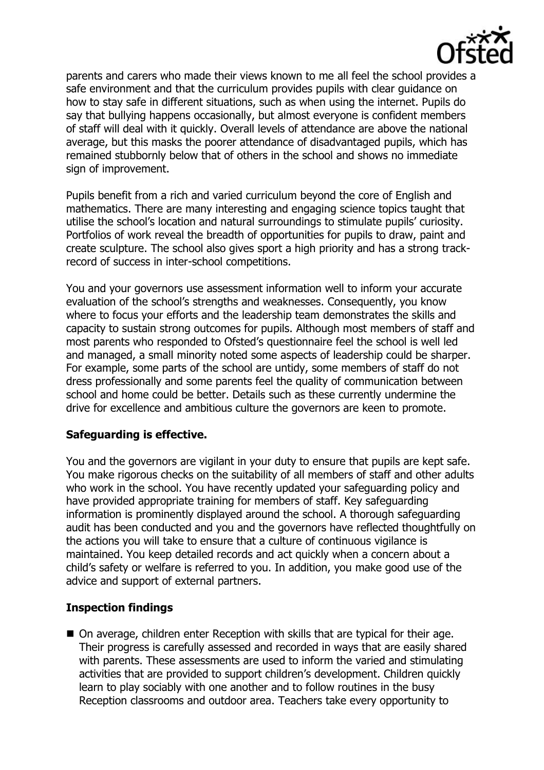parents and carers who made their views known to me all feel the school provides a safe environment and that the curriculum provides pupils with clear guidance on how to stay safe in different situations, such as when using the internet. Pupils do say that bullying happens occasionally, but almost everyone is confident members of staff will deal with it quickly. Overall levels of attendance are above the national average, but this masks the poorer attendance of disadvantaged pupils, which has remained stubbornly below that of others in the school and shows no immediate sign of improvement.

Pupils benefit from a rich and varied curriculum beyond the core of English and mathematics. There are many interesting and engaging science topics taught that utilise the school's location and natural surroundings to stimulate pupils' curiosity. Portfolios of work reveal the breadth of opportunities for pupils to draw, paint and create sculpture. The school also gives sport a high priority and has a strong track-record of success in inter-school competitions.

You and your governors use assessment information well to inform your accurate evaluation of the school's strengths and weaknesses. Consequently, you know where to focus your efforts and the leadership team demonstrates the skills and capacity to sustain strong outcomes for pupils. Although most members of staff and most parents who responded to Ofsted's questionnaire feel the school is well led and managed, a small minority noted some aspects of leadership could be sharper. For example, some parts of the school are untidy, some members of staff do not dress professionally and some parents feel the quality of communication between school and home could be better. Details such as these currently undermine the drive for excellence and ambitious culture the governors are keen to promote.

## Safeguarding is effective.

You and the governors are vigilant in your duty to ensure that pupils are kept safe. You make rigorous checks on the suitability of all members of staff and other adults who work in the school. You have recently updated your safeguarding policy and have provided appropriate training for members of staff. Key safeguarding information is prominently displayed around the school. A thorough safeguarding audit has been conducted and you and the governors have reflected thoughtfully on the actions you will take to ensure that a culture of continuous vigilance is maintained. You keep detailed records and act quickly when a concern about a child's safety or welfare is referred to you. In addition, you make good use of the advice and support of external partners.

## Inspection findings

- On average, children enter Reception with skills that are typical for their age. Their progress is carefully assessed and recorded in ways that are easily shared with parents. These assessments are used to inform the varied and stimulating activities that are provided to support children's development. Children quickly learn to play sociably with one another and to follow routines in the busy Reception classrooms and outdoor area. Teachers take every opportunity to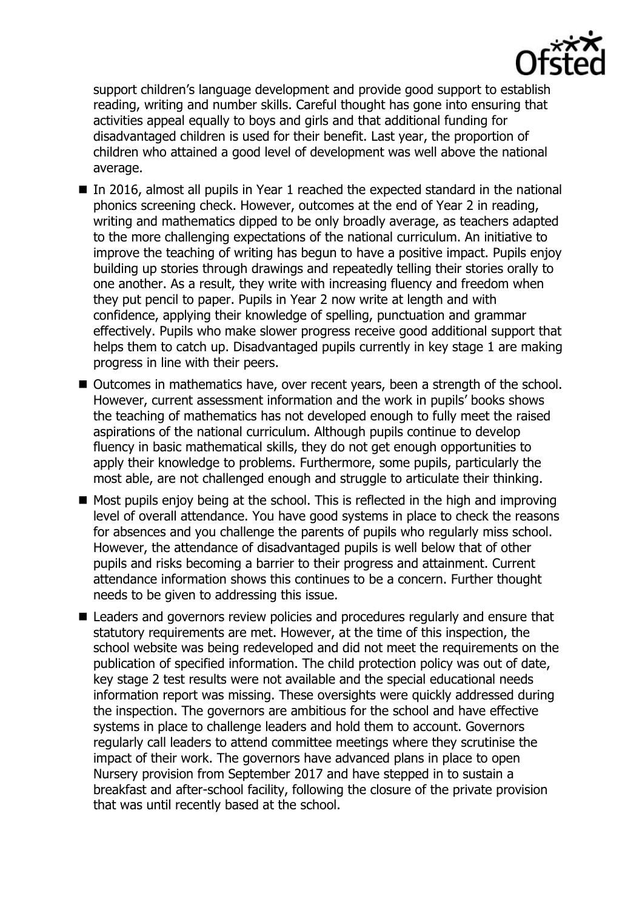support children's language development and provide good support to establish reading, writing and number skills. Careful thought has gone into ensuring that activities appeal equally to boys and girls and that additional funding for disadvantaged children is used for their benefit. Last year, the proportion of children who attained a good level of development was well above the national average.

- In 2016, almost all pupils in Year 1 reached the expected standard in the national phonics screening check. However, outcomes at the end of Year 2 in reading, writing and mathematics dipped to be only broadly average, as teachers adapted to the more challenging expectations of the national curriculum. An initiative to improve the teaching of writing has begun to have a positive impact. Pupils enjoy building up stories through drawings and repeatedly telling their stories orally to one another. As a result, they write with increasing fluency and freedom when they put pencil to paper. Pupils in Year 2 now write at length and with confidence, applying their knowledge of spelling, punctuation and grammar effectively. Pupils who make slower progress receive good additional support that helps them to catch up. Disadvantaged pupils currently in key stage 1 are making progress in line with their peers.
- Outcomes in mathematics have, over recent years, been a strength of the school. However, current assessment information and the work in pupils' books shows the teaching of mathematics has not developed enough to fully meet the raised aspirations of the national curriculum. Although pupils continue to develop fluency in basic mathematical skills, they do not get enough opportunities to apply their knowledge to problems. Furthermore, some pupils, particularly the most able, are not challenged enough and struggle to articulate their thinking.
- Most pupils enjoy being at the school. This is reflected in the high and improving level of overall attendance. You have good systems in place to check the reasons for absences and you challenge the parents of pupils who regularly miss school. However, the attendance of disadvantaged pupils is well below that of other pupils and risks becoming a barrier to their progress and attainment. Current attendance information shows this continues to be a concern. Further thought needs to be given to addressing this issue.
- Leaders and governors review policies and procedures regularly and ensure that statutory requirements are met. However, at the time of this inspection, the school website was being redeveloped and did not meet the requirements on the publication of specified information. The child protection policy was out of date, key stage 2 test results were not available and the special educational needs information report was missing. These oversights were quickly addressed during the inspection. The governors are ambitious for the school and have effective systems in place to challenge leaders and hold them to account. Governors regularly call leaders to attend committee meetings where they scrutinise the impact of their work. The governors have advanced plans in place to open Nursery provision from September 2017 and have stepped in to sustain a breakfast and after-school facility, following the closure of the private provision that was until recently based at the school.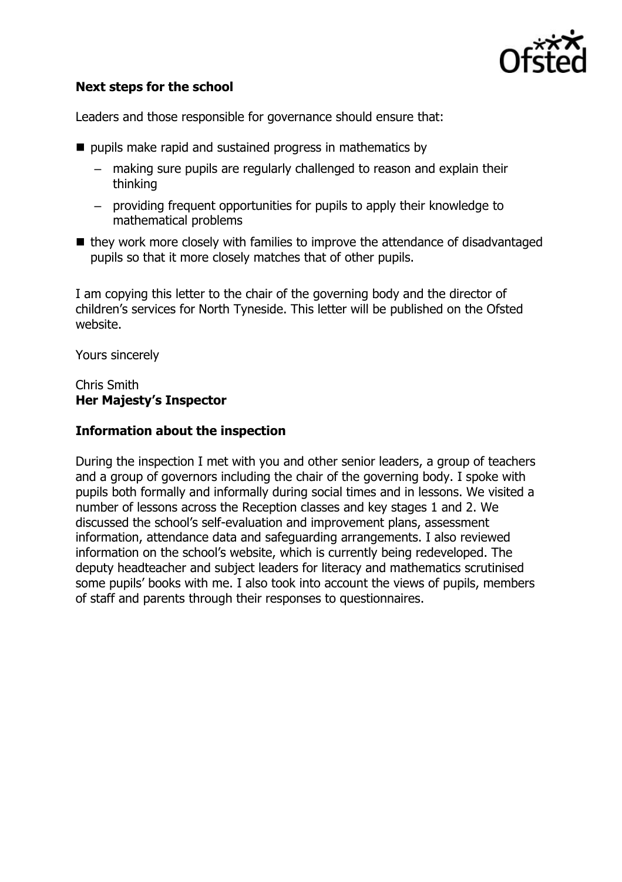### Next steps for the school

Leaders and those responsible for governance should ensure that:

- pupils make rapid and sustained progress in mathematics by
  - making sure pupils are regularly challenged to reason and explain their thinking
  - providing frequent opportunities for pupils to apply their knowledge to mathematical problems
- they work more closely with families to improve the attendance of disadvantaged pupils so that it more closely matches that of other pupils.

I am copying this letter to the chair of the governing body and the director of children's services for North Tyneside. This letter will be published on the Ofsted website.

Yours sincerely

Chris Smith
**Her Majesty's Inspector**

### Information about the inspection

During the inspection I met with you and other senior leaders, a group of teachers and a group of governors including the chair of the governing body. I spoke with pupils both formally and informally during social times and in lessons. We visited a number of lessons across the Reception classes and key stages 1 and 2. We discussed the school's self-evaluation and improvement plans, assessment information, attendance data and safeguarding arrangements. I also reviewed information on the school's website, which is currently being redeveloped. The deputy headteacher and subject leaders for literacy and mathematics scrutinised some pupils' books with me. I also took into account the views of pupils, members of staff and parents through their responses to questionnaires.